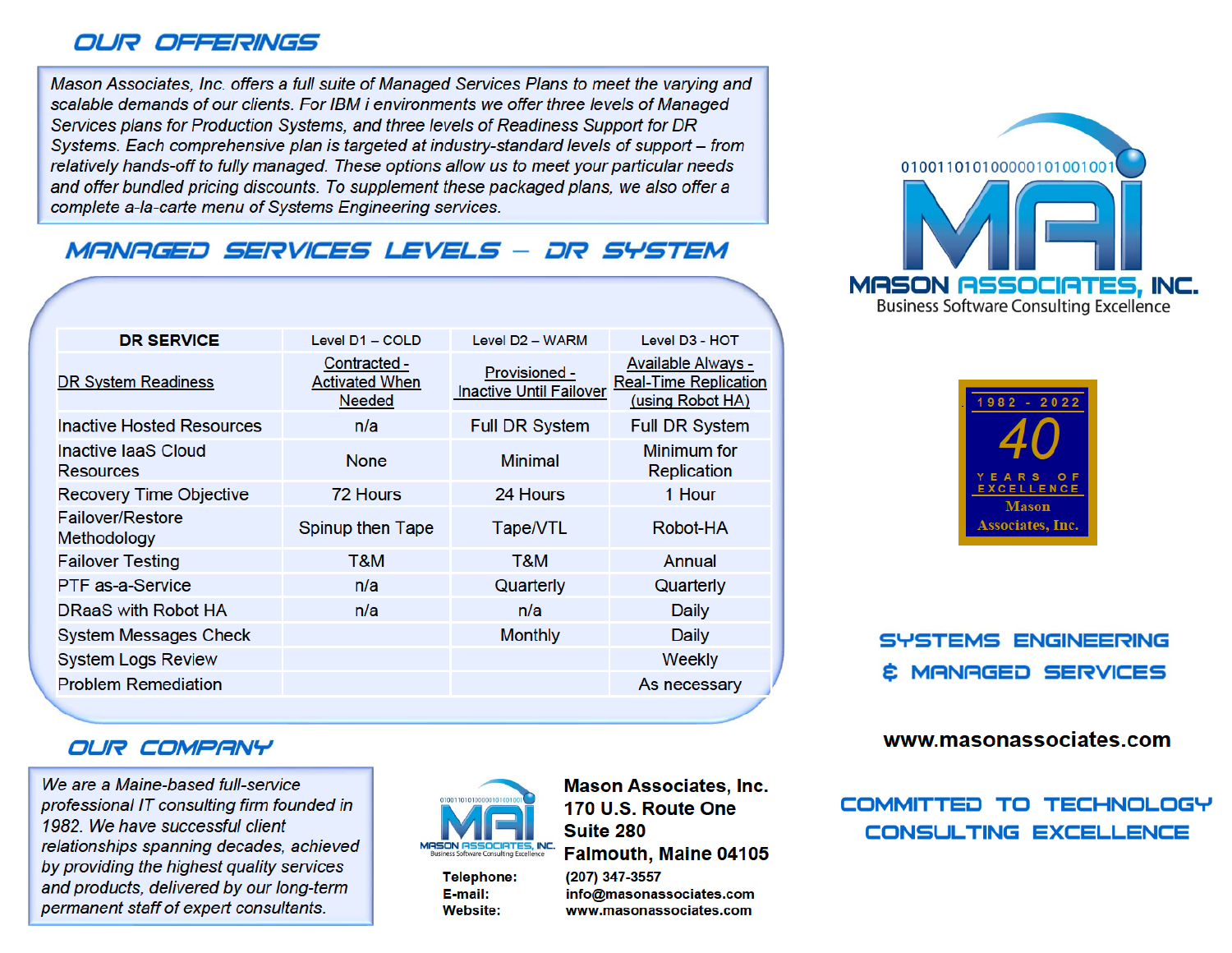## OUR OFFERINGS

*Mason Associates, Inc. offers a full suite of Managed Services Plans to meet the varying and scalable demands of our clients. For IBM i environments we offer three levels of Managed Services plans for Production Systems, and three levels of Readiness Support for DR Systems. Each comprehensive plan is targeted at industry-standard levels of support – from relatively hands-off to fully managed. These options allow us to meet your particular needs and offer bundled pricing discounts. To supplement these packaged plans, we also offer a complete a-la-carte menu of Systems Engineering services.*

## MANAGED SERVICES LEVELS – DR SYSTEM

| DR SERVICE | Level D1 – COLD | Level D2 – WARM | Level D3 - HOT |
|---|---|---|---|
| DR System Readiness | Contracted - Activated When Needed | Provisioned - Inactive Until Failover | Available Always - Real-Time Replication (using Robot HA) |
| Inactive Hosted Resources | n/a | Full DR System | Full DR System |
| Inactive IaaS Cloud Resources | None | Minimal | Minimum for Replication |
| Recovery Time Objective | 72 Hours | 24 Hours | 1 Hour |
| Failover/Restore Methodology | Spinup then Tape | Tape/VTL | Robot-HA |
| Failover Testing | T&M | T&M | Annual |
| PTF as-a-Service | n/a | Quarterly | Quarterly |
| DRaaS with Robot HA | n/a | n/a | Daily |
| System Messages Check | | Monthly | Daily |
| System Logs Review | | | Weekly |
| Problem Remediation | | | As necessary |

## OUR COMPANY

*We are a Maine-based full-service professional IT consulting firm founded in 1982. We have successful client relationships spanning decades, achieved by providing the highest quality services and products, delivered by our long-term permanent staff of expert consultants.*

**Mason Associates, Inc.**
**170 U.S. Route One**
**Suite 280**
**Falmouth, Maine 04105**

**Telephone:** (207) 347-3557
**E-mail:** info@masonassociates.com
**Website:** www.masonassociates.com

01001101010000010100100l

**MAI**

**MASON ASSOCIATES, INC.**
Business Software Consulting Excellence

1982 - 2022
40
YEARS OF EXCELLENCE
Mason Associates, Inc.

## SYSTEMS ENGINEERING & MANAGED SERVICES

**www.masonassociates.com**

## COMMITTED TO TECHNOLOGY CONSULTING EXCELLENCE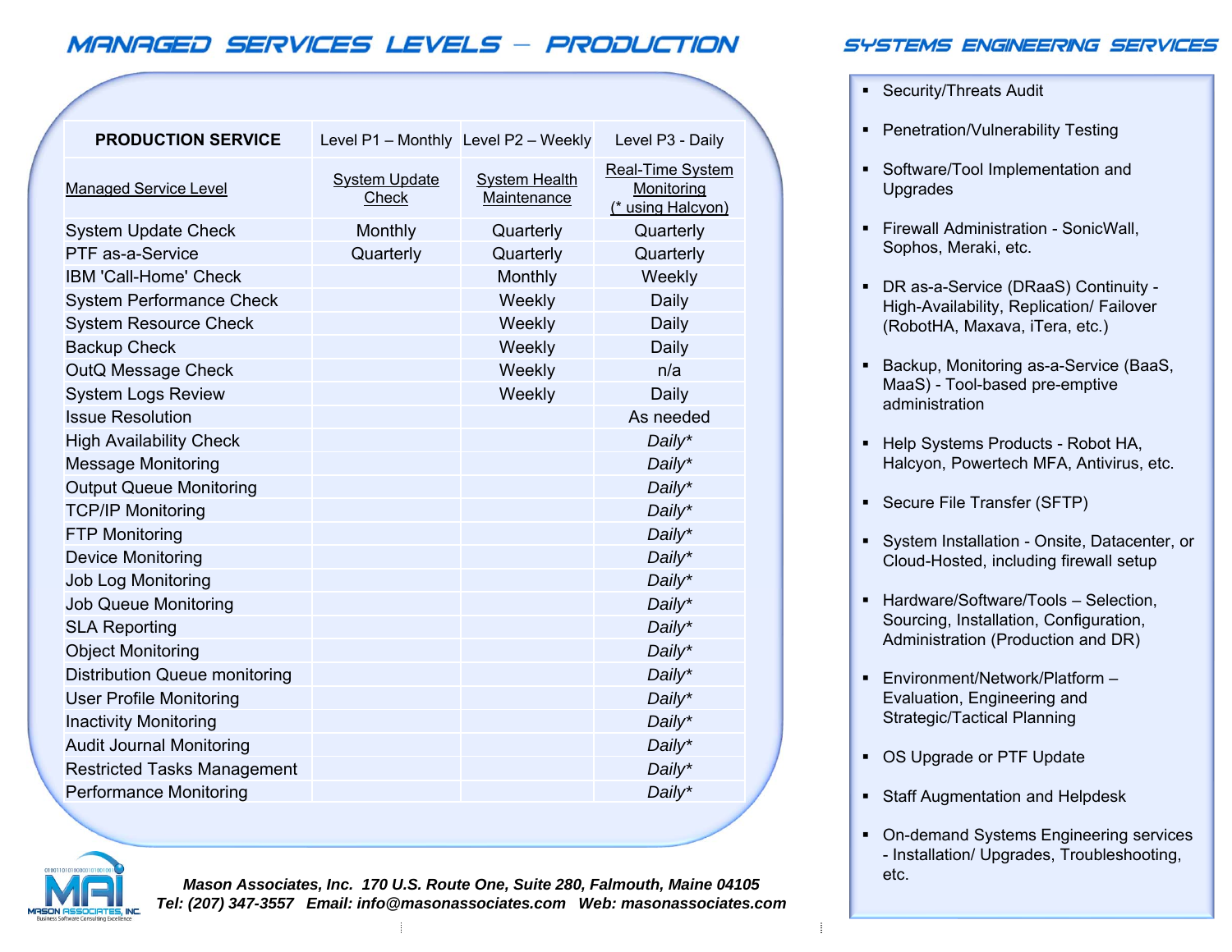# MANAGED SERVICES LEVELS – PRODUCTION

| PRODUCTION SERVICE | Level P1 – Monthly | Level P2 – Weekly | Level P3 - Daily |
|---|---|---|---|
| Managed Service Level | System Update Check | System Health Maintenance | Real-Time System Monitoring (* using Halcyon) |
| System Update Check | Monthly | Quarterly | Quarterly |
| PTF as-a-Service | Quarterly | Quarterly | Quarterly |
| IBM 'Call-Home' Check | | Monthly | Weekly |
| System Performance Check | | Weekly | Daily |
| System Resource Check | | Weekly | Daily |
| Backup Check | | Weekly | Daily |
| OutQ Message Check | | Weekly | n/a |
| System Logs Review | | Weekly | Daily |
| Issue Resolution | | | As needed |
| High Availability Check | | | *Daily** |
| Message Monitoring | | | *Daily** |
| Output Queue Monitoring | | | *Daily** |
| TCP/IP Monitoring | | | *Daily** |
| FTP Monitoring | | | *Daily** |
| Device Monitoring | | | *Daily** |
| Job Log Monitoring | | | *Daily** |
| Job Queue Monitoring | | | *Daily** |
| SLA Reporting | | | *Daily** |
| Object Monitoring | | | *Daily** |
| Distribution Queue monitoring | | | *Daily** |
| User Profile Monitoring | | | *Daily** |
| Inactivity Monitoring | | | *Daily** |
| Audit Journal Monitoring | | | *Daily** |
| Restricted Tasks Management | | | *Daily** |
| Performance Monitoring | | | *Daily** |

**MASON ASSOCIATES, INC.**
Business Software Consulting Excellence

***Mason Associates, Inc. 170 U.S. Route One, Suite 280, Falmouth, Maine 04105***
***Tel: (207) 347-3557 Email: info@masonassociates.com Web: masonassociates.com***

# SYSTEMS ENGINEERING SERVICES

- Security/Threats Audit
- Penetration/Vulnerability Testing
- Software/Tool Implementation and Upgrades
- Firewall Administration - SonicWall, Sophos, Meraki, etc.
- DR as-a-Service (DRaaS) Continuity - High-Availability, Replication/ Failover (RobotHA, Maxava, iTera, etc.)
- Backup, Monitoring as-a-Service (BaaS, MaaS) - Tool-based pre-emptive administration
- Help Systems Products - Robot HA, Halcyon, Powertech MFA, Antivirus, etc.
- Secure File Transfer (SFTP)
- System Installation - Onsite, Datacenter, or Cloud-Hosted, including firewall setup
- Hardware/Software/Tools – Selection, Sourcing, Installation, Configuration, Administration (Production and DR)
- Environment/Network/Platform – Evaluation, Engineering and Strategic/Tactical Planning
- OS Upgrade or PTF Update
- Staff Augmentation and Helpdesk
- On-demand Systems Engineering services - Installation/ Upgrades, Troubleshooting, etc.